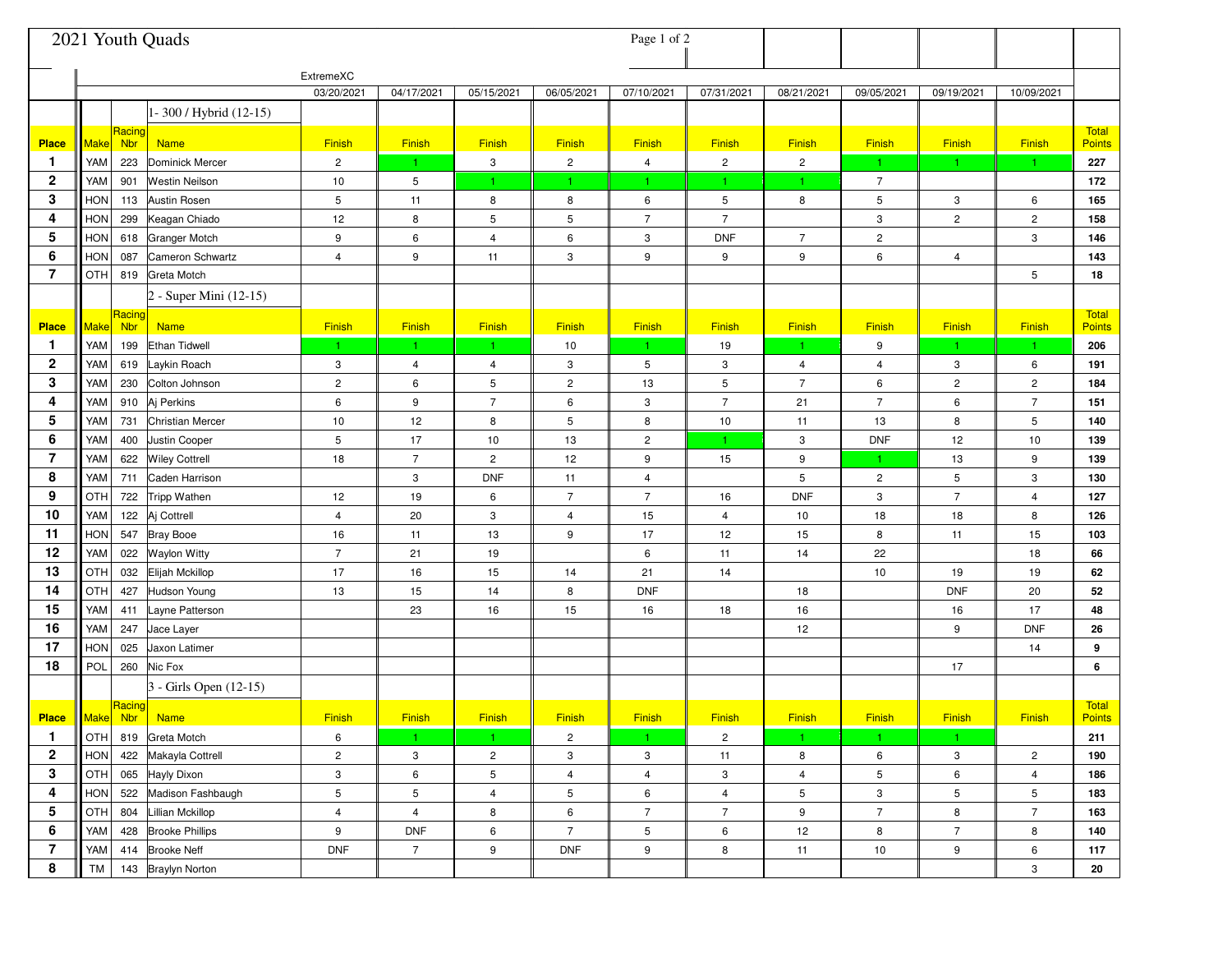# 2021 Youth Quads

| | | | | ExtremeXC | | | | | | | | | | |
|---|---|---|---|---|---|---|---|---|---|---|---|---|---|---|
| | | | | 03/20/2021 | 04/17/2021 | 05/15/2021 | 06/05/2021 | 07/10/2021 | 07/31/2021 | 08/21/2021 | 09/05/2021 | 09/19/2021 | 10/09/2021 | |

## 1- 300 / Hybrid (12-15)

| Place | Make | Racing Nbr | Name | Finish | Finish | Finish | Finish | Finish | Finish | Finish | Finish | Finish | Finish | Total Points |
|---|---|---|---|---|---|---|---|---|---|---|---|---|---|---|
| 1 | YAM | 223 | Dominick Mercer | 2 | 1 | 3 | 2 | 4 | 2 | 2 | 1 | 1 | 1 | 227 |
| 2 | YAM | 901 | Westin Neilson | 10 | 5 | 1 | 1 | 1 | 1 | 1 | 7 | | | 172 |
| 3 | HON | 113 | Austin Rosen | 5 | 11 | 8 | 8 | 6 | 5 | 8 | 5 | 3 | 6 | 165 |
| 4 | HON | 299 | Keagan Chiado | 12 | 8 | 5 | 5 | 7 | 7 | | 3 | 2 | 2 | 158 |
| 5 | HON | 618 | Granger Motch | 9 | 6 | 4 | 6 | 3 | DNF | 7 | 2 | | 3 | 146 |
| 6 | HON | 087 | Cameron Schwartz | 4 | 9 | 11 | 3 | 9 | 9 | 9 | 6 | 4 | | 143 |
| 7 | OTH | 819 | Greta Motch | | | | | | | | | | 5 | 18 |

## 2 - Super Mini (12-15)

| Place | Make | Racing Nbr | Name | Finish | Finish | Finish | Finish | Finish | Finish | Finish | Finish | Finish | Finish | Total Points |
|---|---|---|---|---|---|---|---|---|---|---|---|---|---|---|
| 1 | YAM | 199 | Ethan Tidwell | 1 | 1 | 1 | 10 | 1 | 19 | 1 | 9 | 1 | 1 | 206 |
| 2 | YAM | 619 | Laykin Roach | 3 | 4 | 4 | 3 | 5 | 3 | 4 | 4 | 3 | 6 | 191 |
| 3 | YAM | 230 | Colton Johnson | 2 | 6 | 5 | 2 | 13 | 5 | 7 | 6 | 2 | 2 | 184 |
| 4 | YAM | 910 | Aj Perkins | 6 | 9 | 7 | 6 | 3 | 7 | 21 | 7 | 6 | 7 | 151 |
| 5 | YAM | 731 | Christian Mercer | 10 | 12 | 8 | 5 | 8 | 10 | 11 | 13 | 8 | 5 | 140 |
| 6 | YAM | 400 | Justin Cooper | 5 | 17 | 10 | 13 | 2 | 1 | 3 | DNF | 12 | 10 | 139 |
| 7 | YAM | 622 | Wiley Cottrell | 18 | 7 | 2 | 12 | 9 | 15 | 9 | 1 | 13 | 9 | 139 |
| 8 | YAM | 711 | Caden Harrison | | 3 | DNF | 11 | 4 | | 5 | 2 | 5 | 3 | 130 |
| 9 | OTH | 722 | Tripp Wathen | 12 | 19 | 6 | 7 | 7 | 16 | DNF | 3 | 7 | 4 | 127 |
| 10 | YAM | 122 | Aj Cottrell | 4 | 20 | 3 | 4 | 15 | 4 | 10 | 18 | 18 | 8 | 126 |
| 11 | HON | 547 | Bray Booe | 16 | 11 | 13 | 9 | 17 | 12 | 15 | 8 | 11 | 15 | 103 |
| 12 | YAM | 022 | Waylon Witty | 7 | 21 | 19 | | 6 | 11 | 14 | 22 | | 18 | 66 |
| 13 | OTH | 032 | Elijah Mckillop | 17 | 16 | 15 | 14 | 21 | 14 | | 10 | 19 | 19 | 62 |
| 14 | OTH | 427 | Hudson Young | 13 | 15 | 14 | 8 | DNF | | 18 | | DNF | 20 | 52 |
| 15 | YAM | 411 | Layne Patterson | | 23 | 16 | 15 | 16 | 18 | 16 | | 16 | 17 | 48 |
| 16 | YAM | 247 | Jace Layer | | | | | | | 12 | | 9 | DNF | 26 |
| 17 | HON | 025 | Jaxon Latimer | | | | | | | | | | 14 | 9 |
| 18 | POL | 260 | Nic Fox | | | | | | | | | 17 | | 6 |

## 3 - Girls Open (12-15)

| Place | Make | Racing Nbr | Name | Finish | Finish | Finish | Finish | Finish | Finish | Finish | Finish | Finish | Finish | Total Points |
|---|---|---|---|---|---|---|---|---|---|---|---|---|---|---|
| 1 | OTH | 819 | Greta Motch | 6 | 1 | 1 | 2 | 1 | 2 | 1 | 1 | 1 | | 211 |
| 2 | HON | 422 | Makayla Cottrell | 2 | 3 | 2 | 3 | 3 | 11 | 8 | 6 | 3 | 2 | 190 |
| 3 | OTH | 065 | Hayly Dixon | 3 | 6 | 5 | 4 | 4 | 3 | 4 | 5 | 6 | 4 | 186 |
| 4 | HON | 522 | Madison Fashbaugh | 5 | 5 | 4 | 5 | 6 | 4 | 5 | 3 | 5 | 5 | 183 |
| 5 | OTH | 804 | Lillian Mckillop | 4 | 4 | 8 | 6 | 7 | 7 | 9 | 7 | 8 | 7 | 163 |
| 6 | YAM | 428 | Brooke Phillips | 9 | DNF | 6 | 7 | 5 | 6 | 12 | 8 | 7 | 8 | 140 |
| 7 | YAM | 414 | Brooke Neff | DNF | 7 | 9 | DNF | 9 | 8 | 11 | 10 | 9 | 6 | 117 |
| 8 | TM | 143 | Braylyn Norton | | | | | | | | | | 3 | 20 |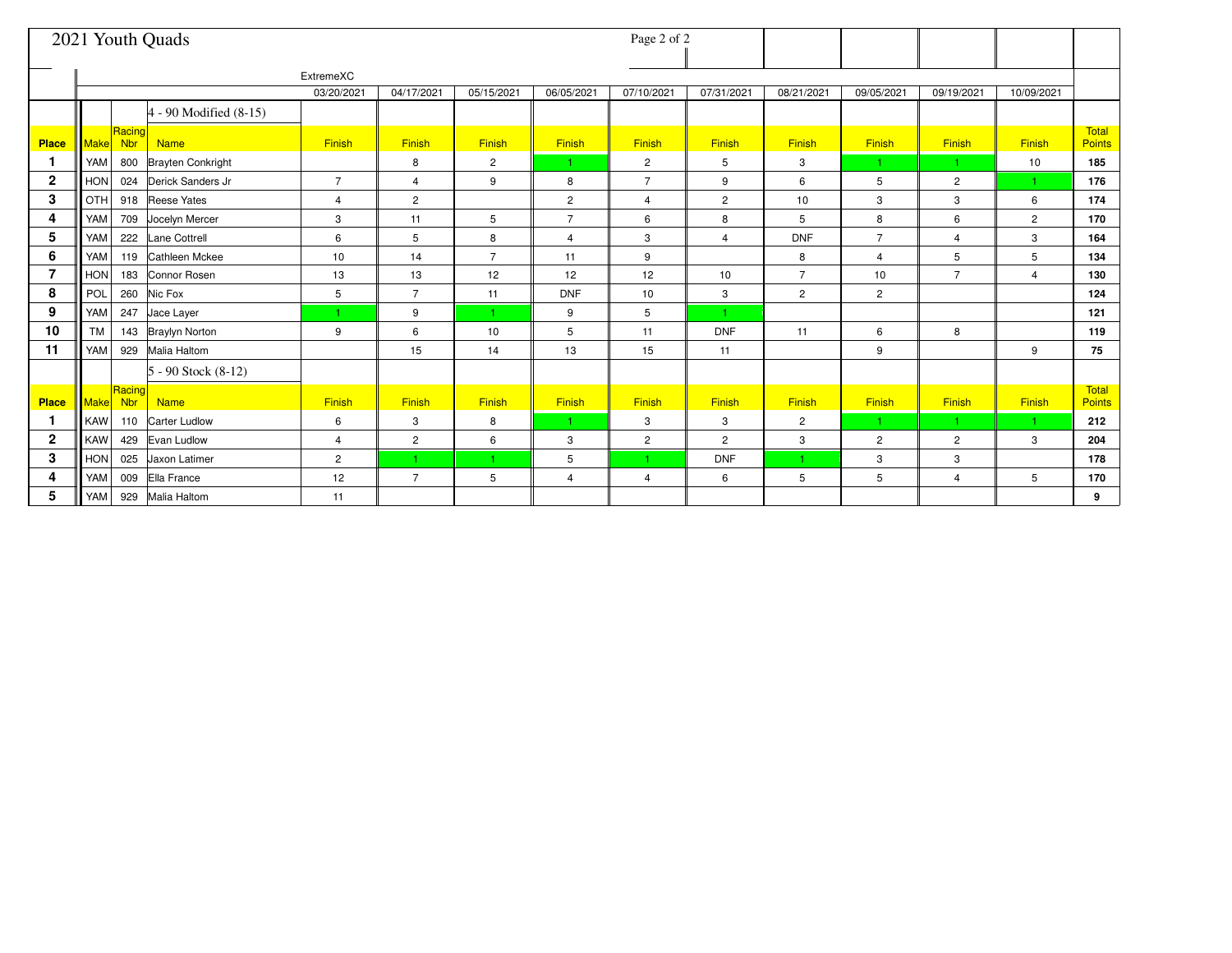# 2021 Youth Quads

ExtremeXC

## 4 - 90 Modified (8-15)

| Place | Make | Racing Nbr | Name | 03/20/2021 Finish | 04/17/2021 Finish | 05/15/2021 Finish | 06/05/2021 Finish | 07/10/2021 Finish | 07/31/2021 Finish | 08/21/2021 Finish | 09/05/2021 Finish | 09/19/2021 Finish | 10/09/2021 Finish | Total Points |
|---|---|---|---|---|---|---|---|---|---|---|---|---|---|---|
| 1 | YAM | 800 | Brayten Conkright | | 8 | 2 | 1 | 2 | 5 | 3 | 1 | 1 | 10 | 185 |
| 2 | HON | 024 | Derick Sanders Jr | 7 | 4 | 9 | 8 | 7 | 9 | 6 | 5 | 2 | 1 | 176 |
| 3 | OTH | 918 | Reese Yates | 4 | 2 | | 2 | 4 | 2 | 10 | 3 | 3 | 6 | 174 |
| 4 | YAM | 709 | Jocelyn Mercer | 3 | 11 | 5 | 7 | 6 | 8 | 5 | 8 | 6 | 2 | 170 |
| 5 | YAM | 222 | Lane Cottrell | 6 | 5 | 8 | 4 | 3 | 4 | DNF | 7 | 4 | 3 | 164 |
| 6 | YAM | 119 | Cathleen Mckee | 10 | 14 | 7 | 11 | 9 | | 8 | 4 | 5 | 5 | 134 |
| 7 | HON | 183 | Connor Rosen | 13 | 13 | 12 | 12 | 12 | 10 | 7 | 10 | 7 | 4 | 130 |
| 8 | POL | 260 | Nic Fox | 5 | 7 | 11 | DNF | 10 | 3 | 2 | 2 | | | 124 |
| 9 | YAM | 247 | Jace Layer | 1 | 9 | 1 | 9 | 5 | 1 | | | | | 121 |
| 10 | TM | 143 | Braylyn Norton | 9 | 6 | 10 | 5 | 11 | DNF | 11 | 6 | 8 | | 119 |
| 11 | YAM | 929 | Malia Haltom | | 15 | 14 | 13 | 15 | 11 | | 9 | | 9 | 75 |

## 5 - 90 Stock (8-12)

| Place | Make | Racing Nbr | Name | 03/20/2021 Finish | 04/17/2021 Finish | 05/15/2021 Finish | 06/05/2021 Finish | 07/10/2021 Finish | 07/31/2021 Finish | 08/21/2021 Finish | 09/05/2021 Finish | 09/19/2021 Finish | 10/09/2021 Finish | Total Points |
|---|---|---|---|---|---|---|---|---|---|---|---|---|---|---|
| 1 | KAW | 110 | Carter Ludlow | 6 | 3 | 8 | 1 | 3 | 3 | 2 | 1 | 1 | 1 | 212 |
| 2 | KAW | 429 | Evan Ludlow | 4 | 2 | 6 | 3 | 2 | 2 | 3 | 2 | 2 | 3 | 204 |
| 3 | HON | 025 | Jaxon Latimer | 2 | 1 | 1 | 5 | 1 | DNF | 1 | 3 | 3 | | 178 |
| 4 | YAM | 009 | Ella France | 12 | 7 | 5 | 4 | 4 | 6 | 5 | 5 | 4 | 5 | 170 |
| 5 | YAM | 929 | Malia Haltom | 11 | | | | | | | | | | 9 |